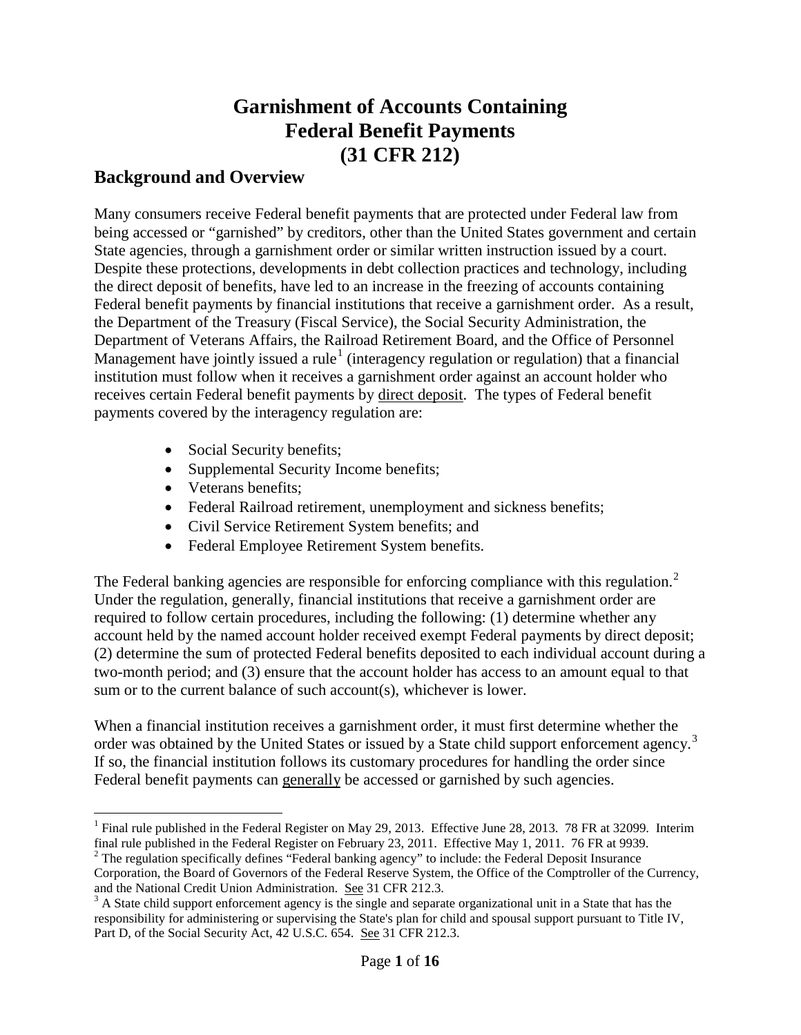# Garnishment of Accounts Containing Federal Benefit Payments (31 CFR 212)

## Background and Overview

Many consumers receive Federal benefit payments that are protected under Federal law from being accessed or "garnished" by creditors, other than the United States government and certain State agencies, through a garnishment order or similar written instruction issued by a court. Despite these protections, developments in debt collection practices and technology, including the direct deposit of benefits, have led to an increase in the freezing of accounts containing Federal benefit payments by financial institutions that receive a garnishment order. As a result, the Department of the Treasury (Fiscal Service), the Social Security Administration, the Department of Veterans Affairs, the Railroad Retirement Board, and the Office of Personnel Management have jointly issued a rule[1] (interagency regulation or regulation) that a financial institution must follow when it receives a garnishment order against an account holder who receives certain Federal benefit payments by direct deposit. The types of Federal benefit payments covered by the interagency regulation are:

- Social Security benefits;
- Supplemental Security Income benefits;
- Veterans benefits;
- Federal Railroad retirement, unemployment and sickness benefits;
- Civil Service Retirement System benefits; and
- Federal Employee Retirement System benefits.

The Federal banking agencies are responsible for enforcing compliance with this regulation.[2] Under the regulation, generally, financial institutions that receive a garnishment order are required to follow certain procedures, including the following: (1) determine whether any account held by the named account holder received exempt Federal payments by direct deposit; (2) determine the sum of protected Federal benefits deposited to each individual account during a two-month period; and (3) ensure that the account holder has access to an amount equal to that sum or to the current balance of such account(s), whichever is lower.

When a financial institution receives a garnishment order, it must first determine whether the order was obtained by the United States or issued by a State child support enforcement agency.[3] If so, the financial institution follows its customary procedures for handling the order since Federal benefit payments can generally be accessed or garnished by such agencies.

---

[1] Final rule published in the Federal Register on May 29, 2013. Effective June 28, 2013. 78 FR at 32099. Interim final rule published in the Federal Register on February 23, 2011. Effective May 1, 2011. 76 FR at 9939.

[2] The regulation specifically defines "Federal banking agency" to include: the Federal Deposit Insurance Corporation, the Board of Governors of the Federal Reserve System, the Office of the Comptroller of the Currency, and the National Credit Union Administration. See 31 CFR 212.3.

[3] A State child support enforcement agency is the single and separate organizational unit in a State that has the responsibility for administering or supervising the State's plan for child and spousal support pursuant to Title IV, Part D, of the Social Security Act, 42 U.S.C. 654. See 31 CFR 212.3.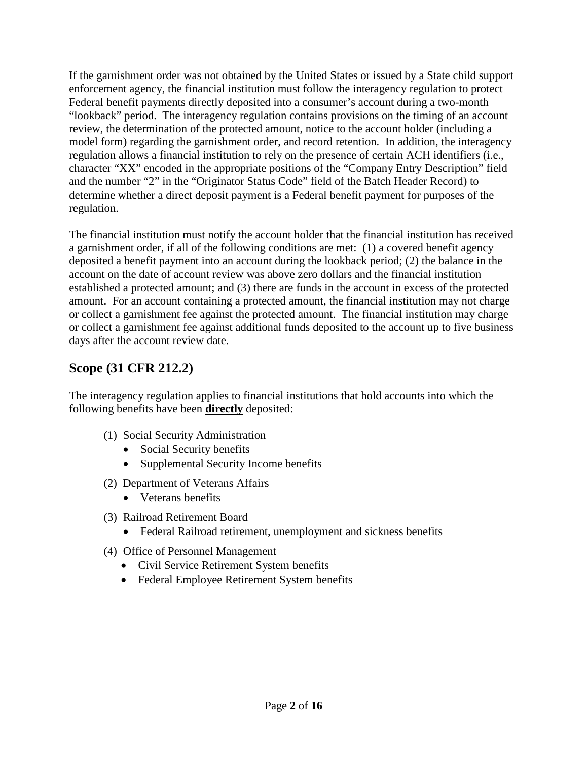If the garnishment order was not obtained by the United States or issued by a State child support enforcement agency, the financial institution must follow the interagency regulation to protect Federal benefit payments directly deposited into a consumer's account during a two-month "lookback" period. The interagency regulation contains provisions on the timing of an account review, the determination of the protected amount, notice to the account holder (including a model form) regarding the garnishment order, and record retention. In addition, the interagency regulation allows a financial institution to rely on the presence of certain ACH identifiers (i.e., character "XX" encoded in the appropriate positions of the "Company Entry Description" field and the number "2" in the "Originator Status Code" field of the Batch Header Record) to determine whether a direct deposit payment is a Federal benefit payment for purposes of the regulation.

The financial institution must notify the account holder that the financial institution has received a garnishment order, if all of the following conditions are met: (1) a covered benefit agency deposited a benefit payment into an account during the lookback period; (2) the balance in the account on the date of account review was above zero dollars and the financial institution established a protected amount; and (3) there are funds in the account in excess of the protected amount. For an account containing a protected amount, the financial institution may not charge or collect a garnishment fee against the protected amount. The financial institution may charge or collect a garnishment fee against additional funds deposited to the account up to five business days after the account review date.

## Scope (31 CFR 212.2)

The interagency regulation applies to financial institutions that hold accounts into which the following benefits have been **directly** deposited:

(1) Social Security Administration
- Social Security benefits
- Supplemental Security Income benefits

(2) Department of Veterans Affairs
- Veterans benefits

(3) Railroad Retirement Board
- Federal Railroad retirement, unemployment and sickness benefits

(4) Office of Personnel Management
- Civil Service Retirement System benefits
- Federal Employee Retirement System benefits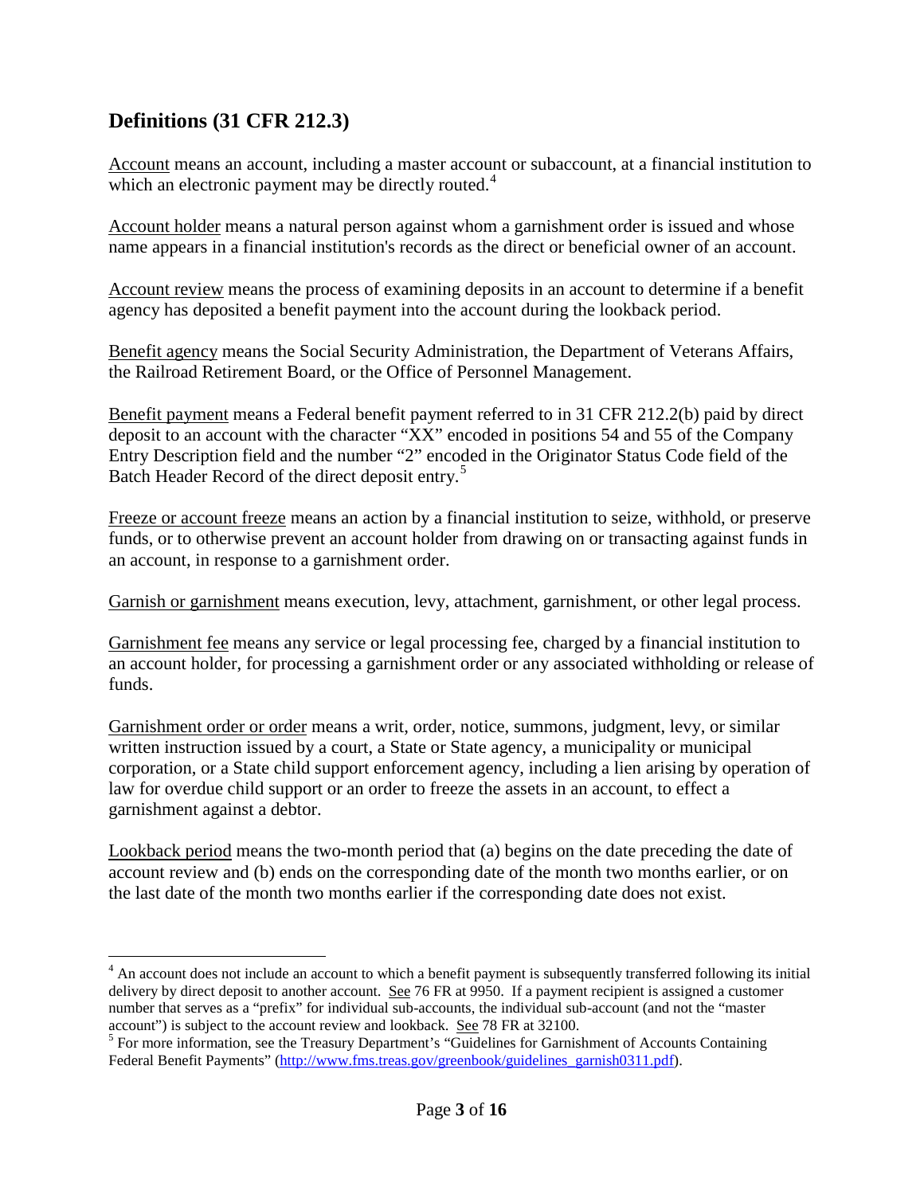## Definitions (31 CFR 212.3)

Account means an account, including a master account or subaccount, at a financial institution to which an electronic payment may be directly routed.[4]

Account holder means a natural person against whom a garnishment order is issued and whose name appears in a financial institution's records as the direct or beneficial owner of an account.

Account review means the process of examining deposits in an account to determine if a benefit agency has deposited a benefit payment into the account during the lookback period.

Benefit agency means the Social Security Administration, the Department of Veterans Affairs, the Railroad Retirement Board, or the Office of Personnel Management.

Benefit payment means a Federal benefit payment referred to in 31 CFR 212.2(b) paid by direct deposit to an account with the character "XX" encoded in positions 54 and 55 of the Company Entry Description field and the number "2" encoded in the Originator Status Code field of the Batch Header Record of the direct deposit entry.[5]

Freeze or account freeze means an action by a financial institution to seize, withhold, or preserve funds, or to otherwise prevent an account holder from drawing on or transacting against funds in an account, in response to a garnishment order.

Garnish or garnishment means execution, levy, attachment, garnishment, or other legal process.

Garnishment fee means any service or legal processing fee, charged by a financial institution to an account holder, for processing a garnishment order or any associated withholding or release of funds.

Garnishment order or order means a writ, order, notice, summons, judgment, levy, or similar written instruction issued by a court, a State or State agency, a municipality or municipal corporation, or a State child support enforcement agency, including a lien arising by operation of law for overdue child support or an order to freeze the assets in an account, to effect a garnishment against a debtor.

Lookback period means the two-month period that (a) begins on the date preceding the date of account review and (b) ends on the corresponding date of the month two months earlier, or on the last date of the month two months earlier if the corresponding date does not exist.

---

[4] An account does not include an account to which a benefit payment is subsequently transferred following its initial delivery by direct deposit to another account. See 76 FR at 9950. If a payment recipient is assigned a customer number that serves as a "prefix" for individual sub-accounts, the individual sub-account (and not the "master account") is subject to the account review and lookback. See 78 FR at 32100.

[5] For more information, see the Treasury Department's "Guidelines for Garnishment of Accounts Containing Federal Benefit Payments" (http://www.fms.treas.gov/greenbook/guidelines_garnish0311.pdf).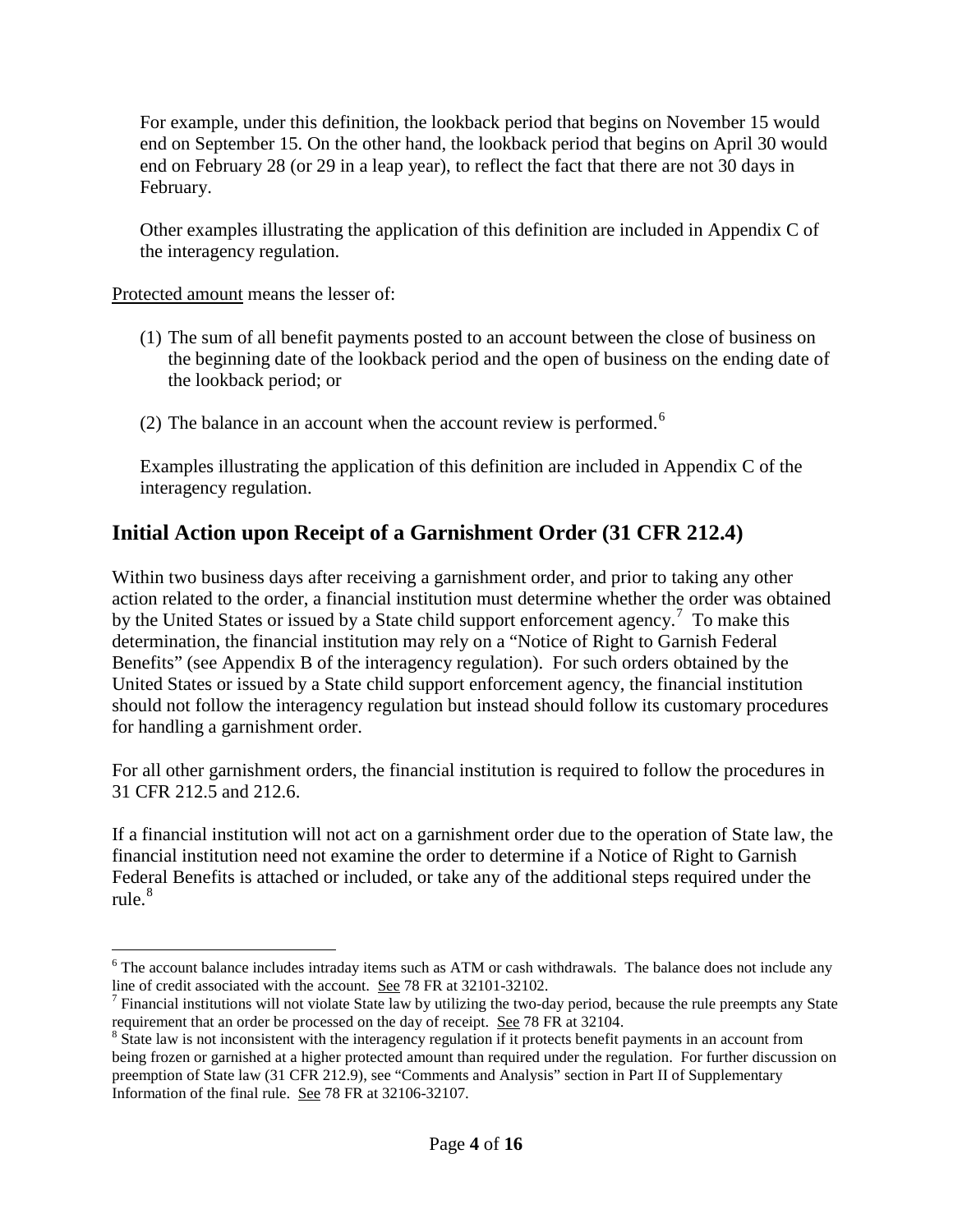For example, under this definition, the lookback period that begins on November 15 would end on September 15. On the other hand, the lookback period that begins on April 30 would end on February 28 (or 29 in a leap year), to reflect the fact that there are not 30 days in February.

Other examples illustrating the application of this definition are included in Appendix C of the interagency regulation.

Protected amount means the lesser of:

(1) The sum of all benefit payments posted to an account between the close of business on the beginning date of the lookback period and the open of business on the ending date of the lookback period; or

(2) The balance in an account when the account review is performed.[6]

Examples illustrating the application of this definition are included in Appendix C of the interagency regulation.

## Initial Action upon Receipt of a Garnishment Order (31 CFR 212.4)

Within two business days after receiving a garnishment order, and prior to taking any other action related to the order, a financial institution must determine whether the order was obtained by the United States or issued by a State child support enforcement agency.[7] To make this determination, the financial institution may rely on a "Notice of Right to Garnish Federal Benefits" (see Appendix B of the interagency regulation). For such orders obtained by the United States or issued by a State child support enforcement agency, the financial institution should not follow the interagency regulation but instead should follow its customary procedures for handling a garnishment order.

For all other garnishment orders, the financial institution is required to follow the procedures in 31 CFR 212.5 and 212.6.

If a financial institution will not act on a garnishment order due to the operation of State law, the financial institution need not examine the order to determine if a Notice of Right to Garnish Federal Benefits is attached or included, or take any of the additional steps required under the rule.[8]

---

[6] The account balance includes intraday items such as ATM or cash withdrawals. The balance does not include any line of credit associated with the account. See 78 FR at 32101-32102.

[7] Financial institutions will not violate State law by utilizing the two-day period, because the rule preempts any State requirement that an order be processed on the day of receipt. See 78 FR at 32104.

[8] State law is not inconsistent with the interagency regulation if it protects benefit payments in an account from being frozen or garnished at a higher protected amount than required under the regulation. For further discussion on preemption of State law (31 CFR 212.9), see "Comments and Analysis" section in Part II of Supplementary Information of the final rule. See 78 FR at 32106-32107.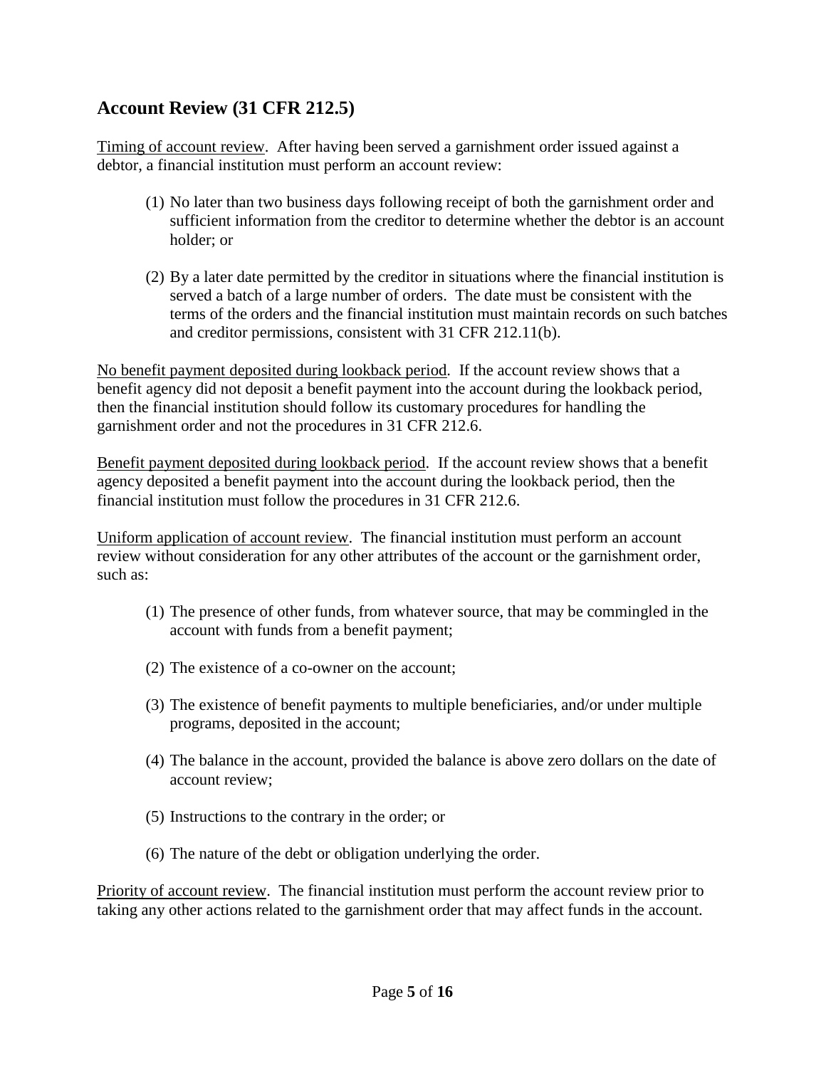## Account Review (31 CFR 212.5)

Timing of account review. After having been served a garnishment order issued against a debtor, a financial institution must perform an account review:

(1) No later than two business days following receipt of both the garnishment order and sufficient information from the creditor to determine whether the debtor is an account holder; or

(2) By a later date permitted by the creditor in situations where the financial institution is served a batch of a large number of orders. The date must be consistent with the terms of the orders and the financial institution must maintain records on such batches and creditor permissions, consistent with 31 CFR 212.11(b).

No benefit payment deposited during lookback period. If the account review shows that a benefit agency did not deposit a benefit payment into the account during the lookback period, then the financial institution should follow its customary procedures for handling the garnishment order and not the procedures in 31 CFR 212.6.

Benefit payment deposited during lookback period. If the account review shows that a benefit agency deposited a benefit payment into the account during the lookback period, then the financial institution must follow the procedures in 31 CFR 212.6.

Uniform application of account review. The financial institution must perform an account review without consideration for any other attributes of the account or the garnishment order, such as:

(1) The presence of other funds, from whatever source, that may be commingled in the account with funds from a benefit payment;

(2) The existence of a co-owner on the account;

(3) The existence of benefit payments to multiple beneficiaries, and/or under multiple programs, deposited in the account;

(4) The balance in the account, provided the balance is above zero dollars on the date of account review;

(5) Instructions to the contrary in the order; or

(6) The nature of the debt or obligation underlying the order.

Priority of account review. The financial institution must perform the account review prior to taking any other actions related to the garnishment order that may affect funds in the account.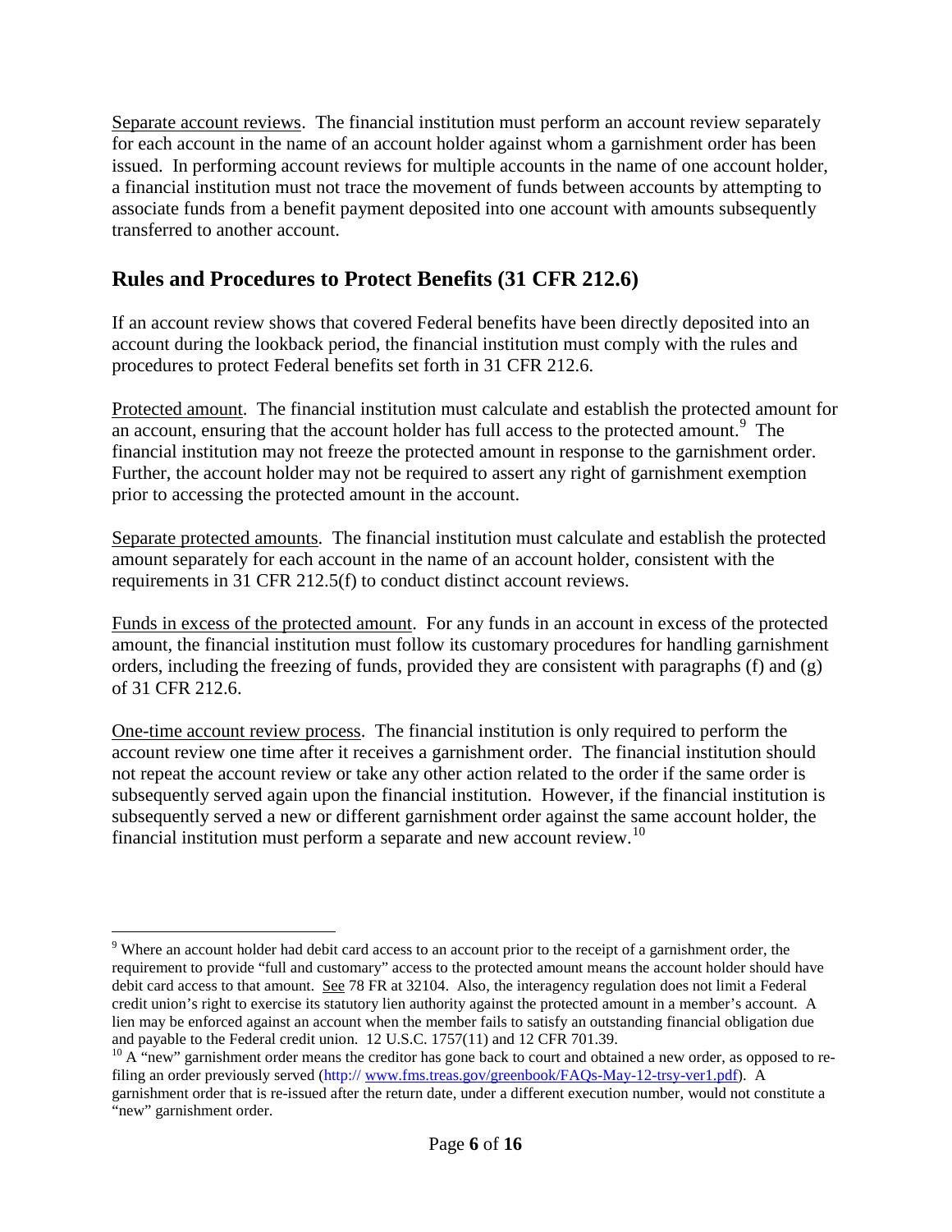Separate account reviews. The financial institution must perform an account review separately for each account in the name of an account holder against whom a garnishment order has been issued. In performing account reviews for multiple accounts in the name of one account holder, a financial institution must not trace the movement of funds between accounts by attempting to associate funds from a benefit payment deposited into one account with amounts subsequently transferred to another account.

## Rules and Procedures to Protect Benefits (31 CFR 212.6)

If an account review shows that covered Federal benefits have been directly deposited into an account during the lookback period, the financial institution must comply with the rules and procedures to protect Federal benefits set forth in 31 CFR 212.6.

Protected amount. The financial institution must calculate and establish the protected amount for an account, ensuring that the account holder has full access to the protected amount.[9] The financial institution may not freeze the protected amount in response to the garnishment order. Further, the account holder may not be required to assert any right of garnishment exemption prior to accessing the protected amount in the account.

Separate protected amounts. The financial institution must calculate and establish the protected amount separately for each account in the name of an account holder, consistent with the requirements in 31 CFR 212.5(f) to conduct distinct account reviews.

Funds in excess of the protected amount. For any funds in an account in excess of the protected amount, the financial institution must follow its customary procedures for handling garnishment orders, including the freezing of funds, provided they are consistent with paragraphs (f) and (g) of 31 CFR 212.6.

One-time account review process. The financial institution is only required to perform the account review one time after it receives a garnishment order. The financial institution should not repeat the account review or take any other action related to the order if the same order is subsequently served again upon the financial institution. However, if the financial institution is subsequently served a new or different garnishment order against the same account holder, the financial institution must perform a separate and new account review.[10]

---

[9] Where an account holder had debit card access to an account prior to the receipt of a garnishment order, the requirement to provide "full and customary" access to the protected amount means the account holder should have debit card access to that amount. See 78 FR at 32104. Also, the interagency regulation does not limit a Federal credit union's right to exercise its statutory lien authority against the protected amount in a member's account. A lien may be enforced against an account when the member fails to satisfy an outstanding financial obligation due and payable to the Federal credit union. 12 U.S.C. 1757(11) and 12 CFR 701.39.

[10] A "new" garnishment order means the creditor has gone back to court and obtained a new order, as opposed to re-filing an order previously served (http:// www.fms.treas.gov/greenbook/FAQs-May-12-trsy-ver1.pdf). A garnishment order that is re-issued after the return date, under a different execution number, would not constitute a "new" garnishment order.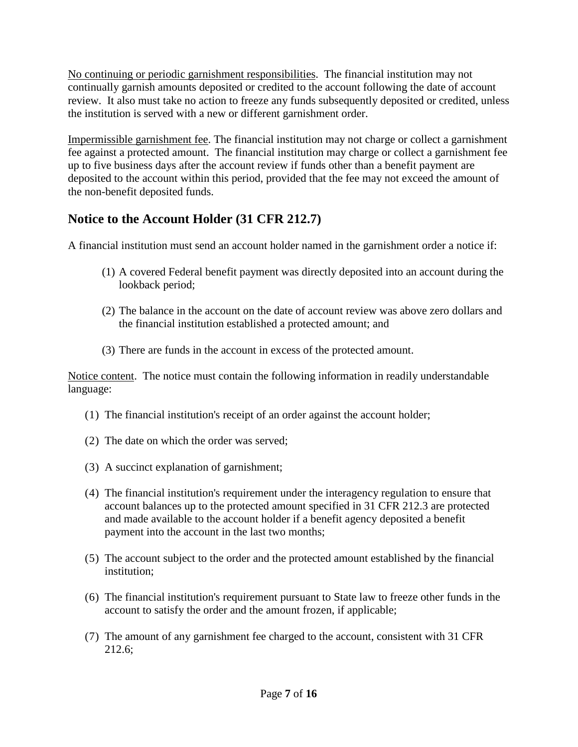<u>No continuing or periodic garnishment responsibilities</u>. The financial institution may not continually garnish amounts deposited or credited to the account following the date of account review. It also must take no action to freeze any funds subsequently deposited or credited, unless the institution is served with a new or different garnishment order.

<u>Impermissible garnishment fee</u>. The financial institution may not charge or collect a garnishment fee against a protected amount. The financial institution may charge or collect a garnishment fee up to five business days after the account review if funds other than a benefit payment are deposited to the account within this period, provided that the fee may not exceed the amount of the non-benefit deposited funds.

## Notice to the Account Holder (31 CFR 212.7)

A financial institution must send an account holder named in the garnishment order a notice if:

(1) A covered Federal benefit payment was directly deposited into an account during the lookback period;

(2) The balance in the account on the date of account review was above zero dollars and the financial institution established a protected amount; and

(3) There are funds in the account in excess of the protected amount.

<u>Notice content</u>. The notice must contain the following information in readily understandable language:

(1) The financial institution's receipt of an order against the account holder;

(2) The date on which the order was served;

(3) A succinct explanation of garnishment;

(4) The financial institution's requirement under the interagency regulation to ensure that account balances up to the protected amount specified in 31 CFR 212.3 are protected and made available to the account holder if a benefit agency deposited a benefit payment into the account in the last two months;

(5) The account subject to the order and the protected amount established by the financial institution;

(6) The financial institution's requirement pursuant to State law to freeze other funds in the account to satisfy the order and the amount frozen, if applicable;

(7) The amount of any garnishment fee charged to the account, consistent with 31 CFR 212.6;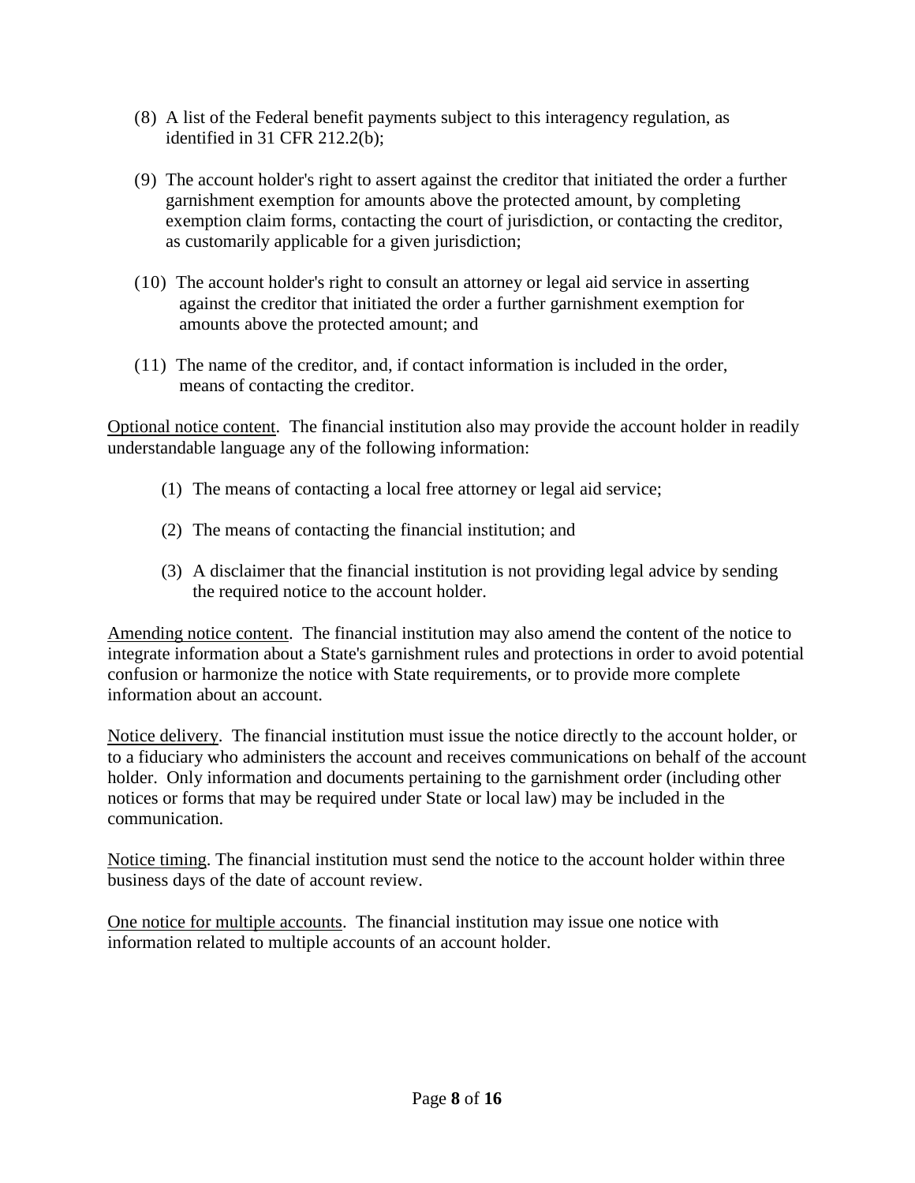(8) A list of the Federal benefit payments subject to this interagency regulation, as identified in 31 CFR 212.2(b);

(9) The account holder's right to assert against the creditor that initiated the order a further garnishment exemption for amounts above the protected amount, by completing exemption claim forms, contacting the court of jurisdiction, or contacting the creditor, as customarily applicable for a given jurisdiction;

(10) The account holder's right to consult an attorney or legal aid service in asserting against the creditor that initiated the order a further garnishment exemption for amounts above the protected amount; and

(11) The name of the creditor, and, if contact information is included in the order, means of contacting the creditor.

Optional notice content. The financial institution also may provide the account holder in readily understandable language any of the following information:

(1) The means of contacting a local free attorney or legal aid service;

(2) The means of contacting the financial institution; and

(3) A disclaimer that the financial institution is not providing legal advice by sending the required notice to the account holder.

Amending notice content. The financial institution may also amend the content of the notice to integrate information about a State's garnishment rules and protections in order to avoid potential confusion or harmonize the notice with State requirements, or to provide more complete information about an account.

Notice delivery. The financial institution must issue the notice directly to the account holder, or to a fiduciary who administers the account and receives communications on behalf of the account holder. Only information and documents pertaining to the garnishment order (including other notices or forms that may be required under State or local law) may be included in the communication.

Notice timing. The financial institution must send the notice to the account holder within three business days of the date of account review.

One notice for multiple accounts. The financial institution may issue one notice with information related to multiple accounts of an account holder.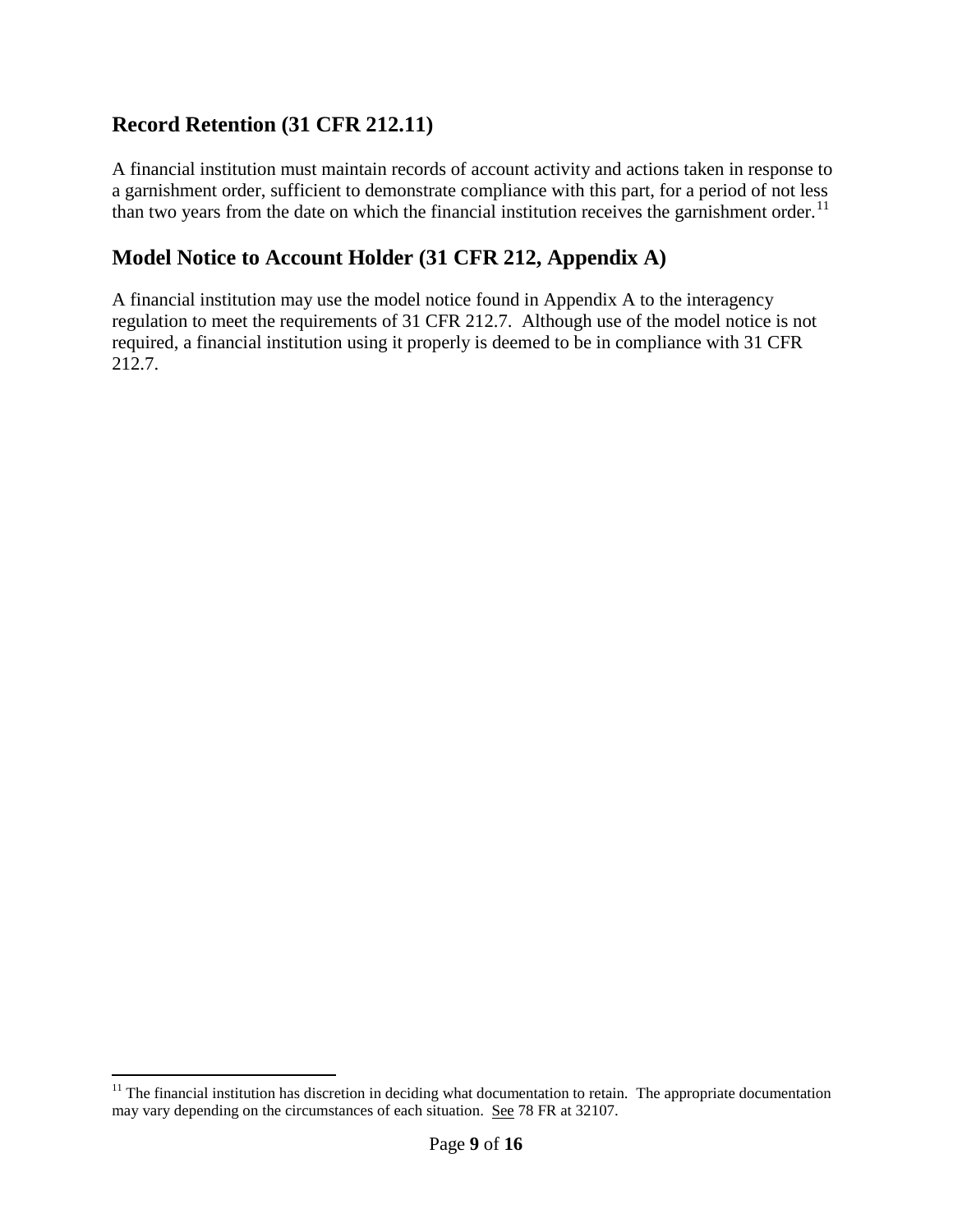## Record Retention (31 CFR 212.11)

A financial institution must maintain records of account activity and actions taken in response to a garnishment order, sufficient to demonstrate compliance with this part, for a period of not less than two years from the date on which the financial institution receives the garnishment order.[11]

## Model Notice to Account Holder (31 CFR 212, Appendix A)

A financial institution may use the model notice found in Appendix A to the interagency regulation to meet the requirements of 31 CFR 212.7. Although use of the model notice is not required, a financial institution using it properly is deemed to be in compliance with 31 CFR 212.7.

---

[11] The financial institution has discretion in deciding what documentation to retain. The appropriate documentation may vary depending on the circumstances of each situation. See 78 FR at 32107.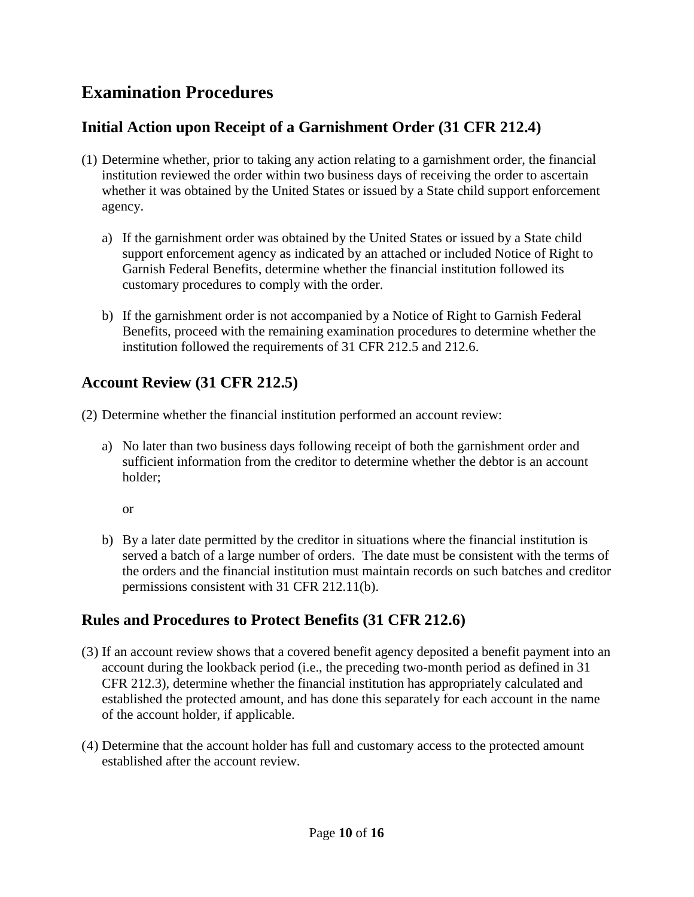# Examination Procedures

## Initial Action upon Receipt of a Garnishment Order (31 CFR 212.4)

(1) Determine whether, prior to taking any action relating to a garnishment order, the financial institution reviewed the order within two business days of receiving the order to ascertain whether it was obtained by the United States or issued by a State child support enforcement agency.

   a) If the garnishment order was obtained by the United States or issued by a State child support enforcement agency as indicated by an attached or included Notice of Right to Garnish Federal Benefits, determine whether the financial institution followed its customary procedures to comply with the order.

   b) If the garnishment order is not accompanied by a Notice of Right to Garnish Federal Benefits, proceed with the remaining examination procedures to determine whether the institution followed the requirements of 31 CFR 212.5 and 212.6.

## Account Review (31 CFR 212.5)

(2) Determine whether the financial institution performed an account review:

   a) No later than two business days following receipt of both the garnishment order and sufficient information from the creditor to determine whether the debtor is an account holder;

   or

   b) By a later date permitted by the creditor in situations where the financial institution is served a batch of a large number of orders. The date must be consistent with the terms of the orders and the financial institution must maintain records on such batches and creditor permissions consistent with 31 CFR 212.11(b).

## Rules and Procedures to Protect Benefits (31 CFR 212.6)

(3) If an account review shows that a covered benefit agency deposited a benefit payment into an account during the lookback period (i.e., the preceding two-month period as defined in 31 CFR 212.3), determine whether the financial institution has appropriately calculated and established the protected amount, and has done this separately for each account in the name of the account holder, if applicable.

(4) Determine that the account holder has full and customary access to the protected amount established after the account review.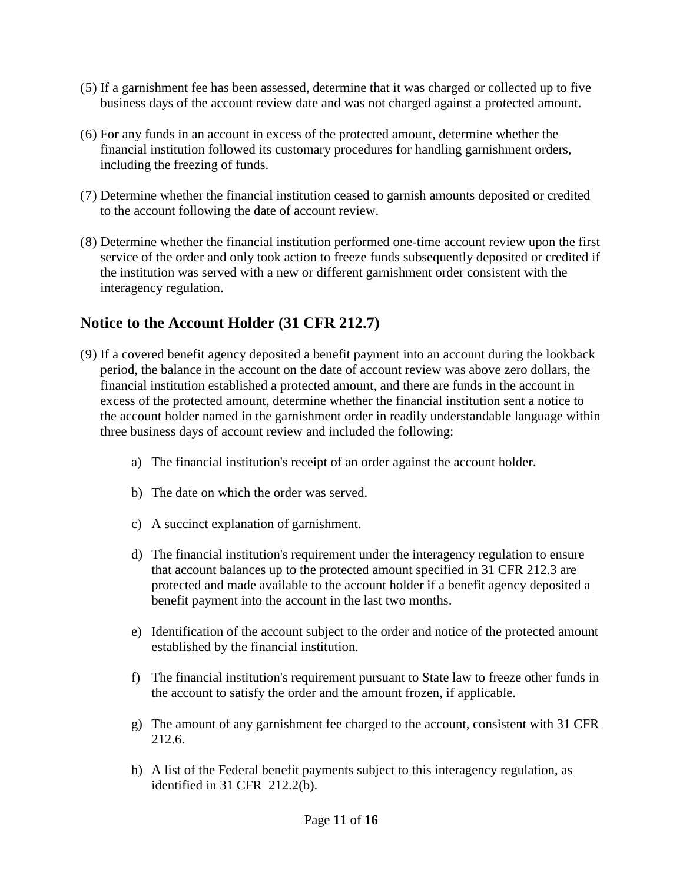(5) If a garnishment fee has been assessed, determine that it was charged or collected up to five business days of the account review date and was not charged against a protected amount.

(6) For any funds in an account in excess of the protected amount, determine whether the financial institution followed its customary procedures for handling garnishment orders, including the freezing of funds.

(7) Determine whether the financial institution ceased to garnish amounts deposited or credited to the account following the date of account review.

(8) Determine whether the financial institution performed one-time account review upon the first service of the order and only took action to freeze funds subsequently deposited or credited if the institution was served with a new or different garnishment order consistent with the interagency regulation.

## Notice to the Account Holder (31 CFR 212.7)

(9) If a covered benefit agency deposited a benefit payment into an account during the lookback period, the balance in the account on the date of account review was above zero dollars, the financial institution established a protected amount, and there are funds in the account in excess of the protected amount, determine whether the financial institution sent a notice to the account holder named in the garnishment order in readily understandable language within three business days of account review and included the following:

a) The financial institution's receipt of an order against the account holder.

b) The date on which the order was served.

c) A succinct explanation of garnishment.

d) The financial institution's requirement under the interagency regulation to ensure that account balances up to the protected amount specified in 31 CFR 212.3 are protected and made available to the account holder if a benefit agency deposited a benefit payment into the account in the last two months.

e) Identification of the account subject to the order and notice of the protected amount established by the financial institution.

f) The financial institution's requirement pursuant to State law to freeze other funds in the account to satisfy the order and the amount frozen, if applicable.

g) The amount of any garnishment fee charged to the account, consistent with 31 CFR 212.6.

h) A list of the Federal benefit payments subject to this interagency regulation, as identified in 31 CFR 212.2(b).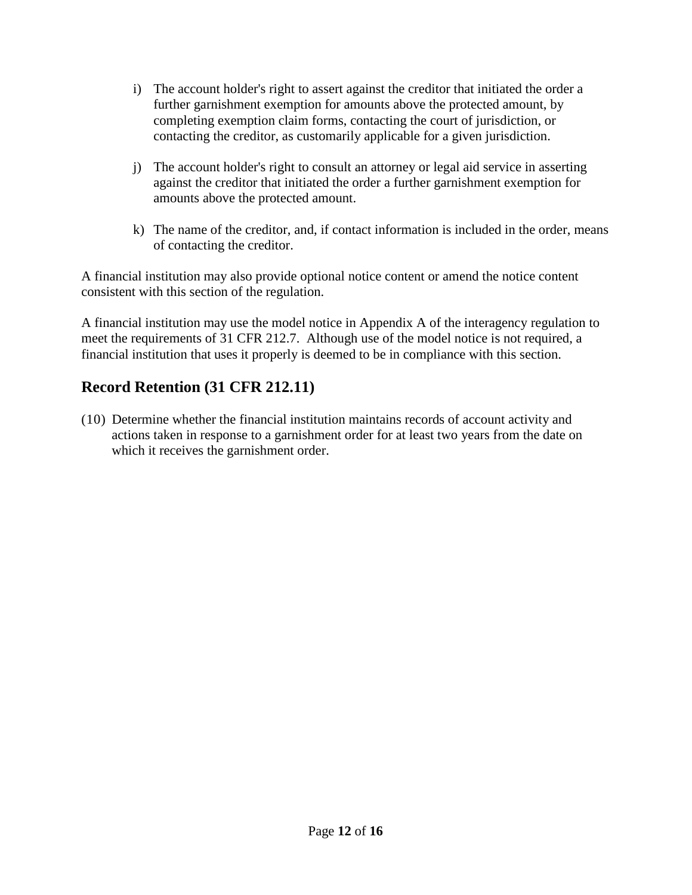i) The account holder's right to assert against the creditor that initiated the order a further garnishment exemption for amounts above the protected amount, by completing exemption claim forms, contacting the court of jurisdiction, or contacting the creditor, as customarily applicable for a given jurisdiction.

j) The account holder's right to consult an attorney or legal aid service in asserting against the creditor that initiated the order a further garnishment exemption for amounts above the protected amount.

k) The name of the creditor, and, if contact information is included in the order, means of contacting the creditor.

A financial institution may also provide optional notice content or amend the notice content consistent with this section of the regulation.

A financial institution may use the model notice in Appendix A of the interagency regulation to meet the requirements of 31 CFR 212.7. Although use of the model notice is not required, a financial institution that uses it properly is deemed to be in compliance with this section.

## Record Retention (31 CFR 212.11)

(10) Determine whether the financial institution maintains records of account activity and actions taken in response to a garnishment order for at least two years from the date on which it receives the garnishment order.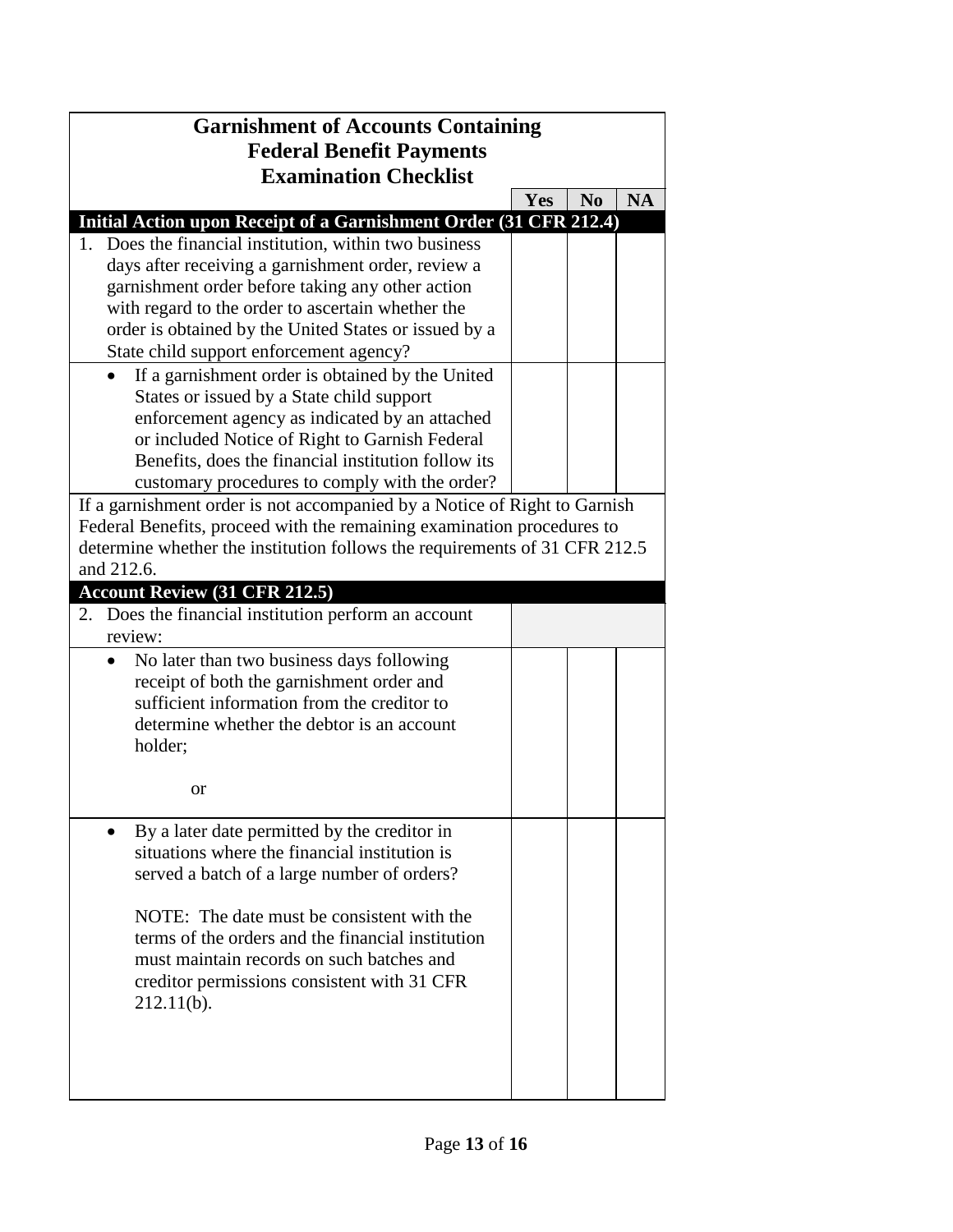# Garnishment of Accounts Containing Federal Benefit Payments Examination Checklist

| | Yes | No | NA |
|---|---|---|---|
| **Initial Action upon Receipt of a Garnishment Order (31 CFR 212.4)** | | | |
| 1. Does the financial institution, within two business days after receiving a garnishment order, review a garnishment order before taking any other action with regard to the order to ascertain whether the order is obtained by the United States or issued by a State child support enforcement agency? | | | |
| • If a garnishment order is obtained by the United States or issued by a State child support enforcement agency as indicated by an attached or included Notice of Right to Garnish Federal Benefits, does the financial institution follow its customary procedures to comply with the order? | | | |
| If a garnishment order is not accompanied by a Notice of Right to Garnish Federal Benefits, proceed with the remaining examination procedures to determine whether the institution follows the requirements of 31 CFR 212.5 and 212.6. | | | |
| **Account Review (31 CFR 212.5)** | | | |
| 2. Does the financial institution perform an account review: | | | |
| • No later than two business days following receipt of both the garnishment order and sufficient information from the creditor to determine whether the debtor is an account holder; <br><br> or | | | |
| • By a later date permitted by the creditor in situations where the financial institution is served a batch of a large number of orders? <br><br> NOTE: The date must be consistent with the terms of the orders and the financial institution must maintain records on such batches and creditor permissions consistent with 31 CFR 212.11(b). | | | |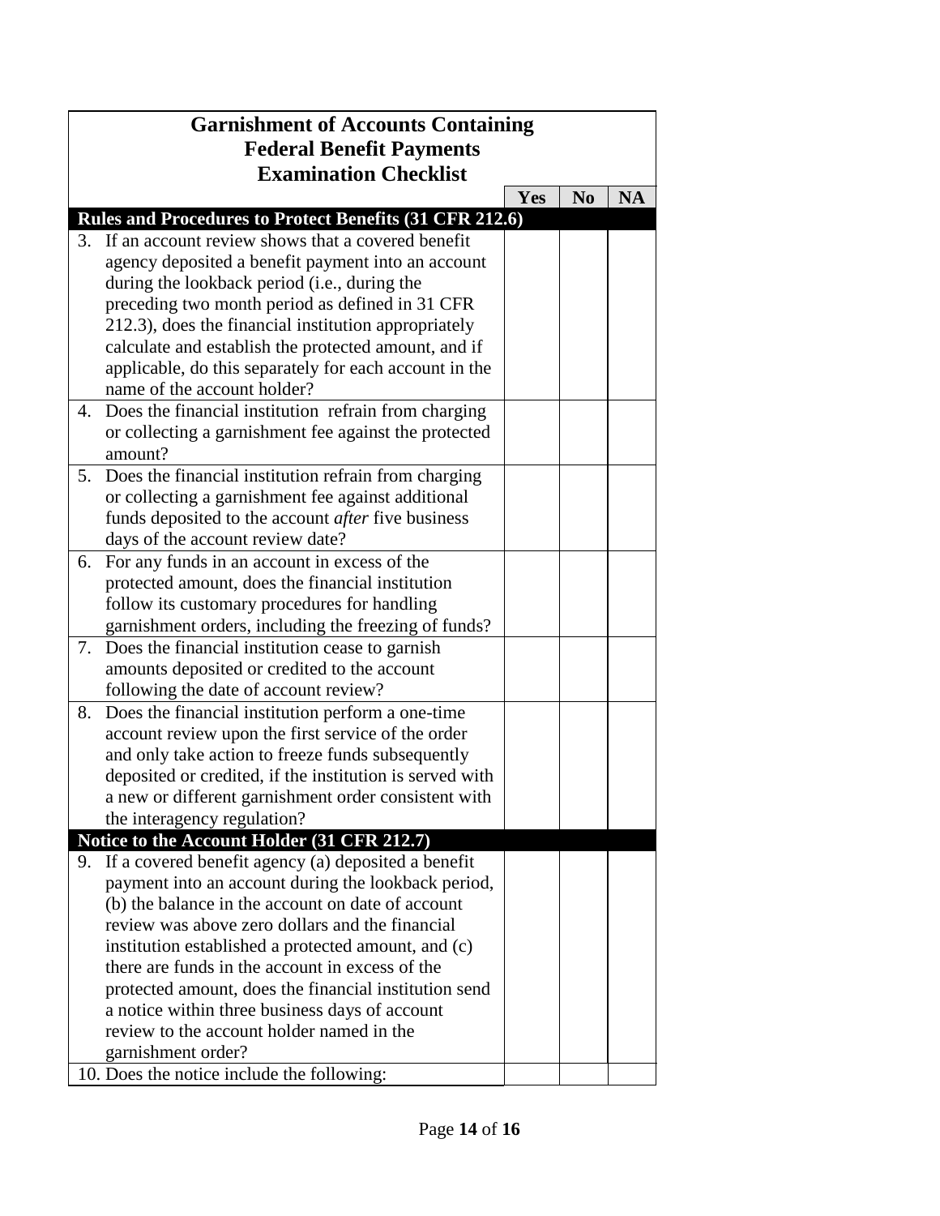| Garnishment of Accounts Containing Federal Benefit Payments Examination Checklist | | | |
|---|---|---|---|
| | Yes | No | NA |
| **Rules and Procedures to Protect Benefits (31 CFR 212.6)** | | | |
| 3. If an account review shows that a covered benefit agency deposited a benefit payment into an account during the lookback period (i.e., during the preceding two month period as defined in 31 CFR 212.3), does the financial institution appropriately calculate and establish the protected amount, and if applicable, do this separately for each account in the name of the account holder? | | | |
| 4. Does the financial institution refrain from charging or collecting a garnishment fee against the protected amount? | | | |
| 5. Does the financial institution refrain from charging or collecting a garnishment fee against additional funds deposited to the account *after* five business days of the account review date? | | | |
| 6. For any funds in an account in excess of the protected amount, does the financial institution follow its customary procedures for handling garnishment orders, including the freezing of funds? | | | |
| 7. Does the financial institution cease to garnish amounts deposited or credited to the account following the date of account review? | | | |
| 8. Does the financial institution perform a one-time account review upon the first service of the order and only take action to freeze funds subsequently deposited or credited, if the institution is served with a new or different garnishment order consistent with the interagency regulation? | | | |
| **Notice to the Account Holder (31 CFR 212.7)** | | | |
| 9. If a covered benefit agency (a) deposited a benefit payment into an account during the lookback period, (b) the balance in the account on date of account review was above zero dollars and the financial institution established a protected amount, and (c) there are funds in the account in excess of the protected amount, does the financial institution send a notice within three business days of account review to the account holder named in the garnishment order? | | | |
| 10. Does the notice include the following: | | | |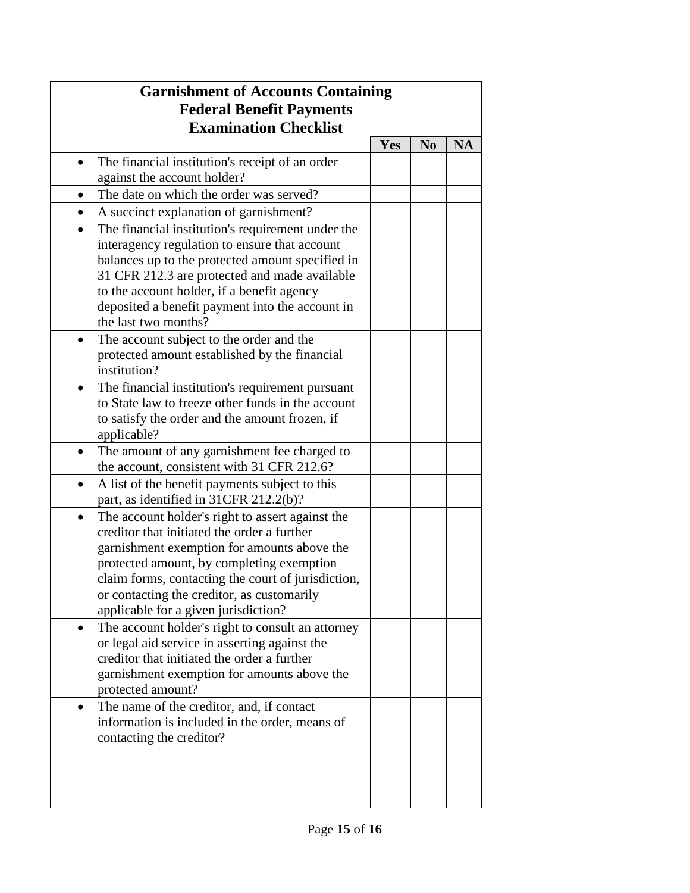| Garnishment of Accounts Containing Federal Benefit Payments Examination Checklist | | | |
|---|---|---|---|
| | Yes | No | NA |
| • The financial institution's receipt of an order against the account holder? | | | |
| • The date on which the order was served? | | | |
| • A succinct explanation of garnishment? | | | |
| • The financial institution's requirement under the interagency regulation to ensure that account balances up to the protected amount specified in 31 CFR 212.3 are protected and made available to the account holder, if a benefit agency deposited a benefit payment into the account in the last two months? | | | |
| • The account subject to the order and the protected amount established by the financial institution? | | | |
| • The financial institution's requirement pursuant to State law to freeze other funds in the account to satisfy the order and the amount frozen, if applicable? | | | |
| • The amount of any garnishment fee charged to the account, consistent with 31 CFR 212.6? | | | |
| • A list of the benefit payments subject to this part, as identified in 31CFR 212.2(b)? | | | |
| • The account holder's right to assert against the creditor that initiated the order a further garnishment exemption for amounts above the protected amount, by completing exemption claim forms, contacting the court of jurisdiction, or contacting the creditor, as customarily applicable for a given jurisdiction? | | | |
| • The account holder's right to consult an attorney or legal aid service in asserting against the creditor that initiated the order a further garnishment exemption for amounts above the protected amount? | | | |
| • The name of the creditor, and, if contact information is included in the order, means of contacting the creditor? | | | |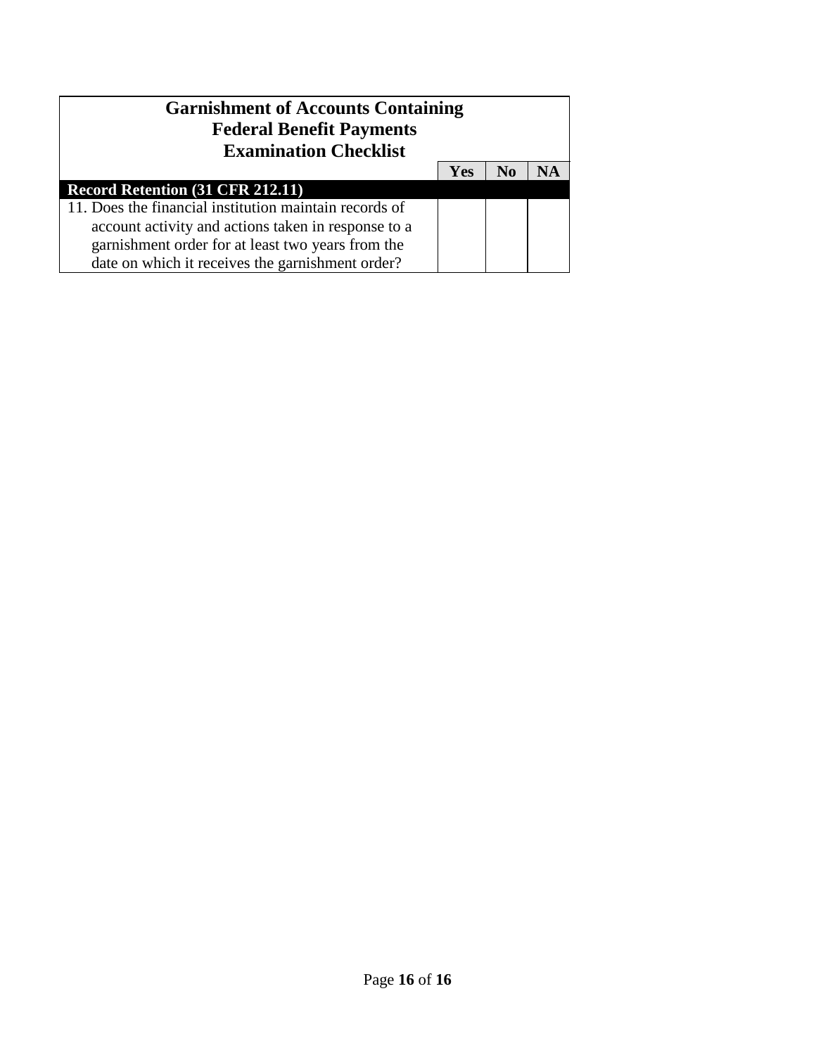| Garnishment of Accounts Containing Federal Benefit Payments Examination Checklist | | | |
|---|---|---|---|
| | **Yes** | **No** | **NA** |
| **Record Retention (31 CFR 212.11)** | | | |
| 11. Does the financial institution maintain records of account activity and actions taken in response to a garnishment order for at least two years from the date on which it receives the garnishment order? | | | |